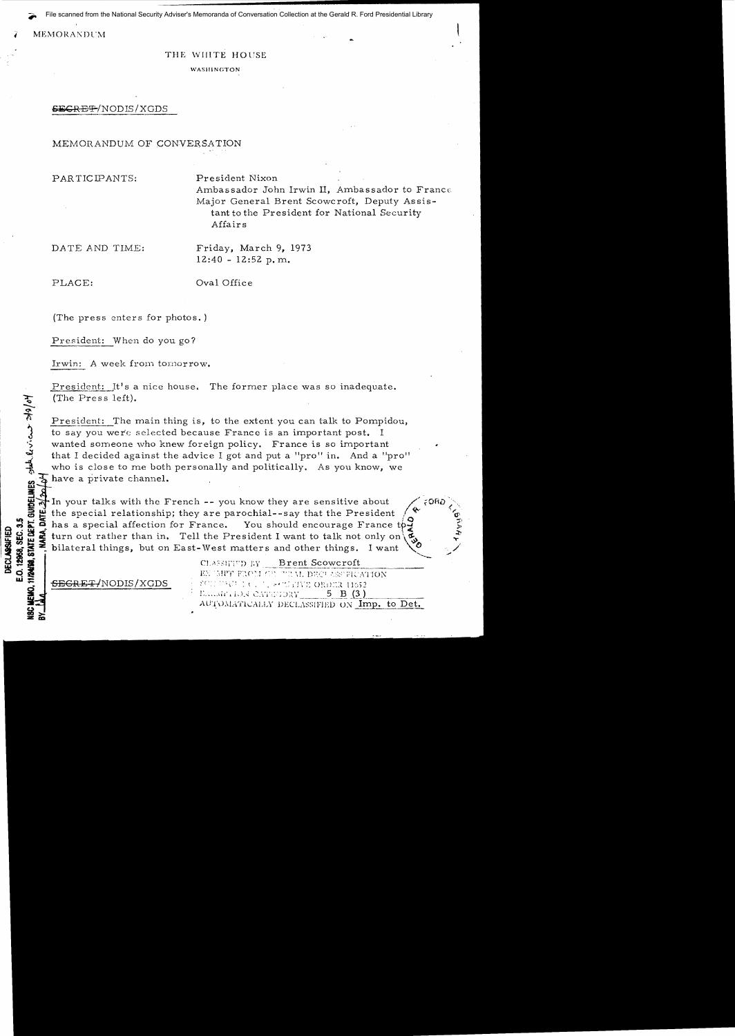MEMORANDUM

THE WHITE HOUSE

WASHINGTON

~~SECRET~~/NODIS/XGDS

MEMORANDUM OF CONVERSATION

PARTICIPANTS: President Nixon
Ambassador John Irwin II, Ambassador to France
Major General Brent Scowcroft, Deputy Assistant to the President for National Security Affairs

DATE AND TIME: Friday, March 9, 1973
12:40 - 12:52 p.m.

PLACE: Oval Office

(The press enters for photos.)

President: When do you go?

Irwin: A week from tomorrow.

President: It's a nice house. The former place was so inadequate. (The Press left).

President: The main thing is, to the extent you can talk to Pompidou, to say you were selected because France is an important post. I wanted someone who knew foreign policy. France is so important that I decided against the advice I got and put a "pro" in. And a "pro" who is close to me both personally and politically. As you know, we have a private channel.

In your talks with the French -- you know they are sensitive about the special relationship; they are parochial--say that the President has a special affection for France. You should encourage France to turn out rather than in. Tell the President I want to talk not only on bilateral things, but on East-West matters and other things. I want

~~SECRET~~/NODIS/XGDS

CLASSIFIED BY Brent Scowcroft
EXEMPT FROM GENERAL DECLASSIFICATION
SCHEDULE OF EXECUTIVE ORDER 11652
EXEMPTION CATEGORY 5 B (3)
AUTOMATICALLY DECLASSIFIED ON Imp. to Det.

DECLASSIFIED
E.O. 12958, SEC. 3.5
NSC MEMO, 11/24/98, STATE DEPT. GUIDELINES State Review 3/10/04
BY [illegible], NARA, DATE 3/30/04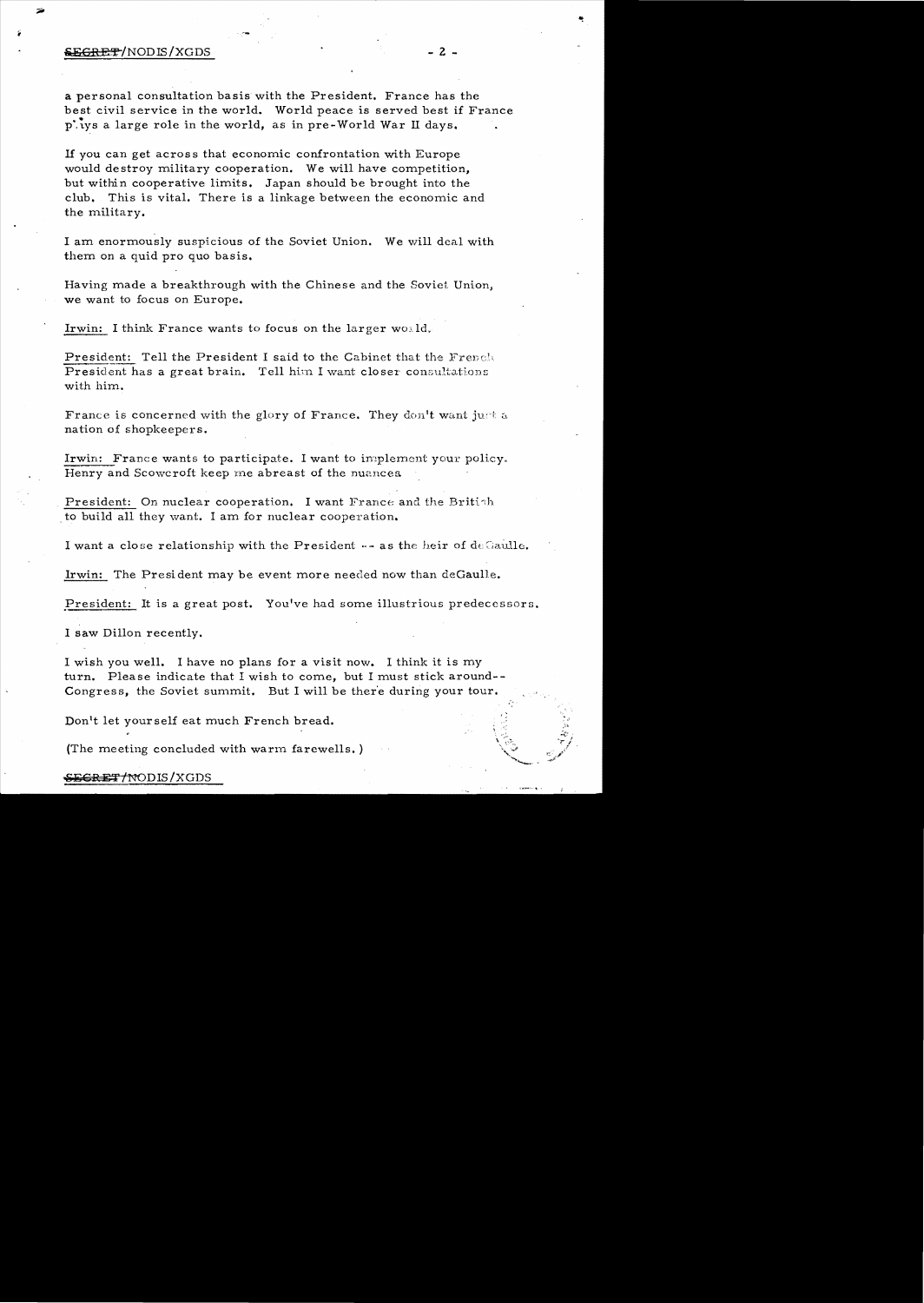a personal consultation basis with the President. France has the best civil service in the world. World peace is served best if France plays a large role in the world, as in pre-World War II days.

If you can get across that economic confrontation with Europe would destroy military cooperation. We will have competition, but within cooperative limits. Japan should be brought into the club. This is vital. There is a linkage between the economic and the military.

I am enormously suspicious of the Soviet Union. We will deal with them on a quid pro quo basis.

Having made a breakthrough with the Chinese and the Soviet Union, we want to focus on Europe.

Irwin: I think France wants to focus on the larger world.

President: Tell the President I said to the Cabinet that the French President has a great brain. Tell him I want closer consultations with him.

France is concerned with the glory of France. They don't want just a nation of shopkeepers.

Irwin: France wants to participate. I want to implement your policy. Henry and Scowcroft keep me abreast of the nuances.

President: On nuclear cooperation. I want France and the British to build all they want. I am for nuclear cooperation.

I want a close relationship with the President -- as the heir of deGaulle.

Irwin: The President may be event more needed now than deGaulle.

President: It is a great post. You've had some illustrious predecessors.

I saw Dillon recently.

I wish you well. I have no plans for a visit now. I think it is my turn. Please indicate that I wish to come, but I must stick around-- Congress, the Soviet summit. But I will be there during your tour.

Don't let yourself eat much French bread.

(The meeting concluded with warm farewells.)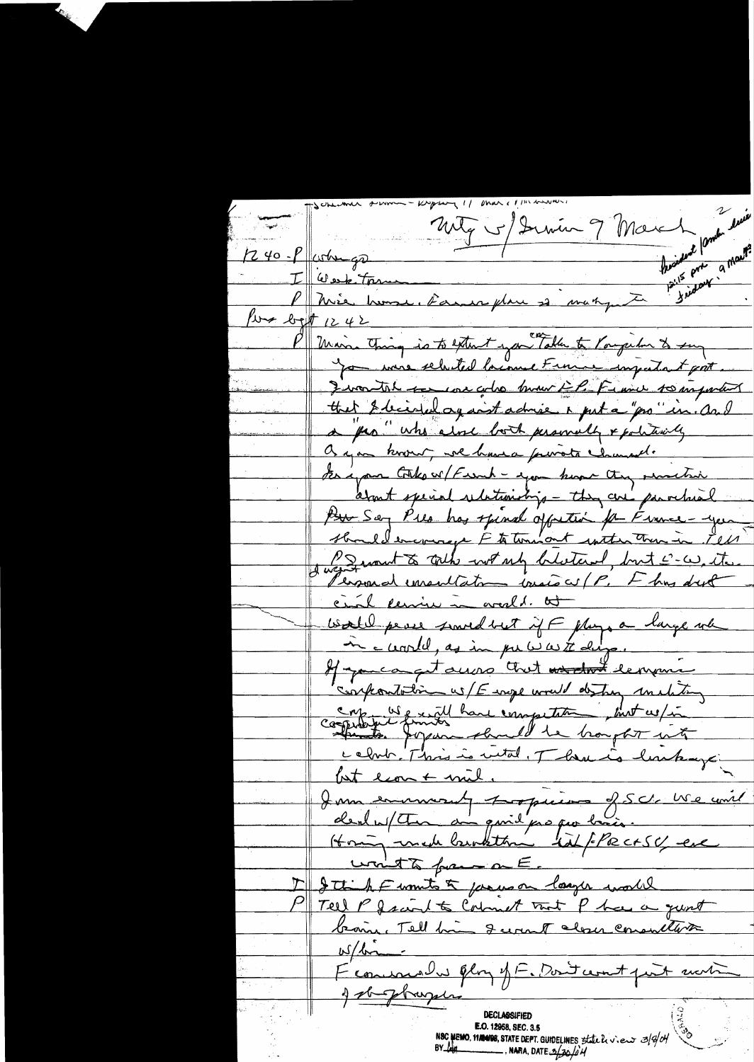Mtg w/ Scowcroft... 7 March

President Ford... 2:15 pm Friday 9 March

12:40 - P | Welcome...

I | Welcome

P | Nice house. Favorite place to meet...

Pres left 12:42

P | Main thing is to extent you can talk to Pompidou & say you were selected because France important part. I wanted someone who knew the P-France so important that I decided against advice & put a "pro" in. And a "pro" who close both personally & politically. As you know, we have a private channel. In your talks w/ French - you know they are sensitive about special relationships - they are parochial. But say Pres has special affection for France - you should encourage F to come out rather than in. Tell P I want to talk not only bilateral, but E-W, etc. Personal consultation basis w/ P. F has destroyed civil service in world. At world peace scored but if F plays a large role in world, as in pre WWI days. If you can get across that a total economic confrontation w/ Europe would destroy military cooperation. We will have competition, but w/in limits. Europe should be brought into account. This is vital. There is linkage but econ + mil.

I am enormously suspicious of SC. We will deal w/ them on quid pro quo basis. Having much difficulty with PRC + SU, we want to focus on E.

I | I think F wants to focus on larger world

P | Tell P I said to Cabinet that P has a great brain. Tell him I want closer consultation w/ him.

F conscious of glory of F. Don't want just routine of ...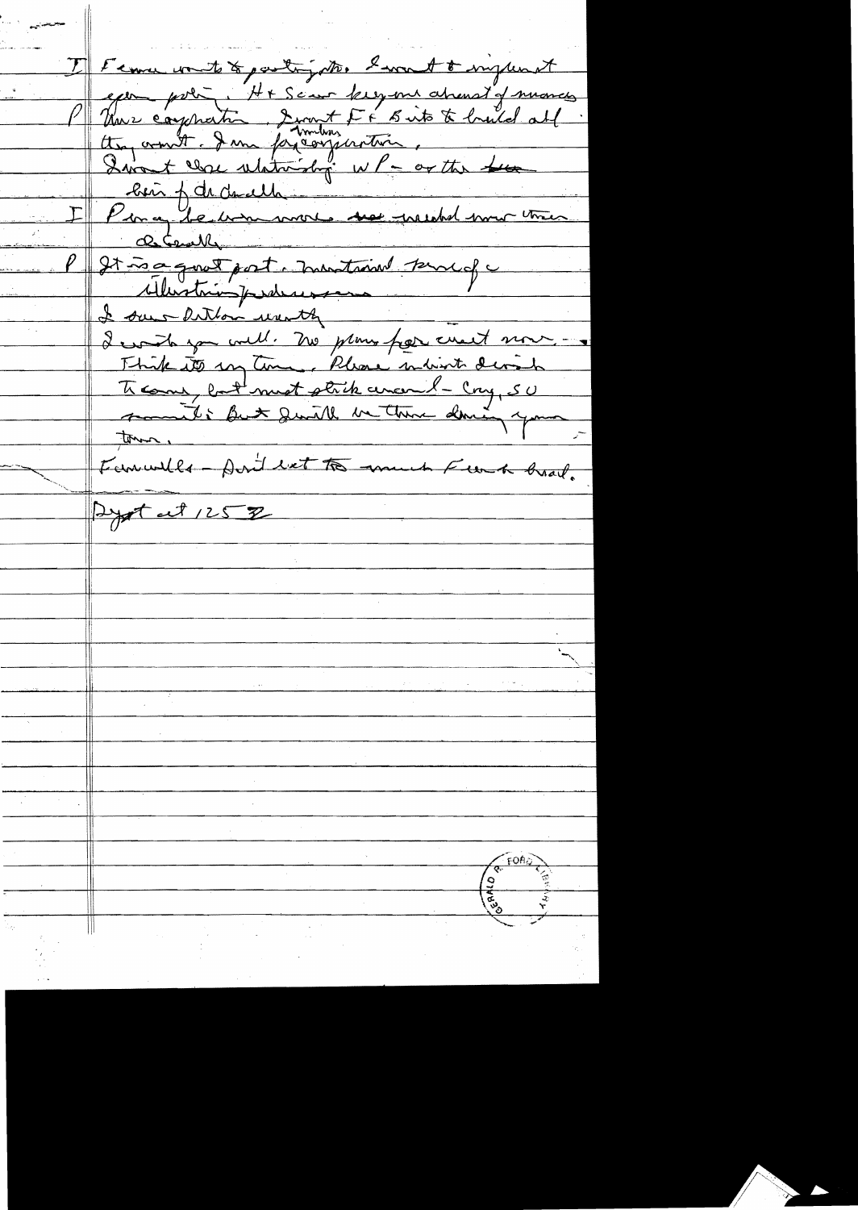I Femme wants to participate. I want to implement

  energy policy. H + Scow keep me abreast of numerous

P these corporation. I want F + Bits to build all

  they want. I am for corporation,

  I want close relationship w/ P - or the best

  basis of dealing.

I Pray we have more successful non-reactor

  deal.

P It is a good point. Mentioned principle

  Illustrious predecessors.

  I saw Ritter recently.

  I wish you well. No plans for visit now -

  Think its my turn. Please indicate desire

  to come, but must stick around - Cong, so

  summit; But I will be there during your

  term.

  Farewell - Don't let too much French bread.

  Dept at 1253